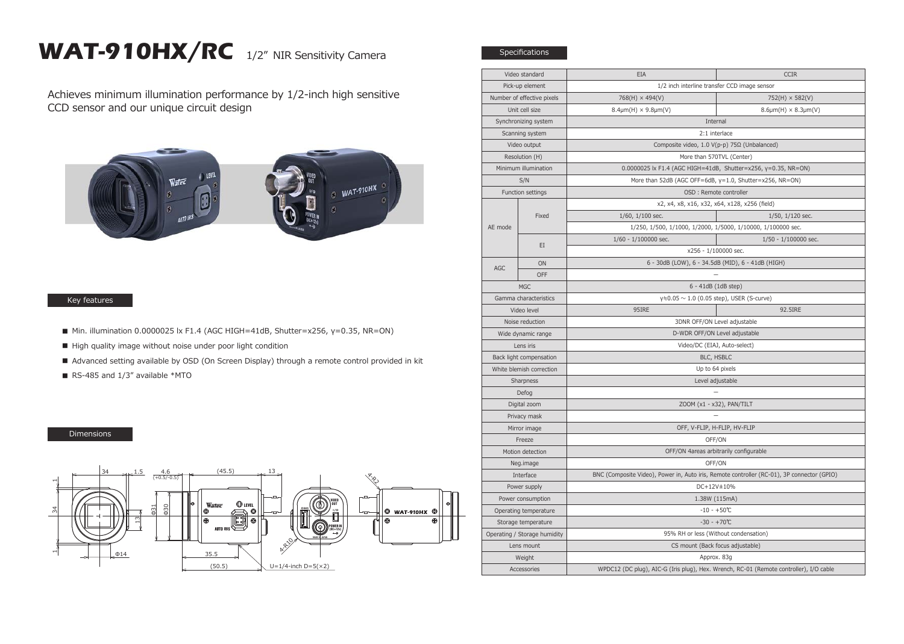# WAT-910HX/RC 1/2" NIR Sensitivity Camera

Achieves minimum illumination performance by 1/2-inch high sensitive CCD sensor and our unique circuit design

## Key features

- Min. illumination 0.0000025 lx F1.4 (AGC HIGH=41dB, Shutter=x256, γ=0.35, NR=ON)
- High quality image without noise under poor light condition
- Advanced setting available by OSD (On Screen Display) through a remote control provided in kit
- RS-485 and 1/3" available *MTO

## Dimensions

## Specifications

| | | EIA | CCIR |
|---|---|---|---|
| Video standard | | EIA | CCIR |
| Pick-up element | | 1/2 inch interline transfer CCD image sensor | |
| Number of effective pixels | | 768(H) × 494(V) | 752(H) × 582(V) |
| Unit cell size | | 8.4μm(H) × 9.8μm(V) | 8.6μm(H) × 8.3μm(V) |
| Synchronizing system | | Internal | |
| Scanning system | | 2:1 interlace | |
| Video output | | Composite video, 1.0 V(p-p) 75Ω (Unbalanced) | |
| Resolution (H) | | More than 570TVL (Center) | |
| Minimum illumination | | 0.0000025 lx F1.4 (AGC HIGH=41dB, Shutter=x256, γ=0.35, NR=ON) | |
| S/N | | More than 52dB (AGC OFF=6dB, γ=1.0, Shutter=x256, NR=ON) | |
| Function settings | | OSD : Remote controller | |
| AE mode | Fixed | x2, x4, x8, x16, x32, x64, x128, x256 (field) | |
| | | 1/60, 1/100 sec. | 1/50, 1/120 sec. |
| | | 1/250, 1/500, 1/1000, 1/2000, 1/5000, 1/10000, 1/100000 sec. | |
| | EI | 1/60 - 1/100000 sec. | 1/50 - 1/100000 sec. |
| | | x256 - 1/100000 sec. | |
| AGC | ON | 6 - 30dB (LOW), 6 - 34.5dB (MID), 6 - 41dB (HIGH) | |
| | OFF | – | |
| MGC | | 6 - 41dB (1dB step) | |
| Gamma characteristics | | γ≒0.05 ~ 1.0 (0.05 step), USER (S-curve) | |
| Video level | | 95IRE | 92.5IRE |
| Noise reduction | | 3DNR OFF/ON Level adjustable | |
| Wide dynamic range | | D-WDR OFF/ON Level adjustable | |
| Lens iris | | Video/DC (EIAJ, Auto-select) | |
| Back light compensation | | BLC, HSBLC | |
| White blemish correction | | Up to 64 pixels | |
| Sharpness | | Level adjustable | |
| Defog | | – | |
| Digital zoom | | ZOOM (x1 - x32), PAN/TILT | |
| Privacy mask | | – | |
| Mirror image | | OFF, V-FLIP, H-FLIP, HV-FLIP | |
| Freeze | | OFF/ON | |
| Motion detection | | OFF/ON 4areas arbitrarily configurable | |
| Neg.image | | OFF/ON | |
| Interface | | BNC (Composite Video), Power in, Auto iris, Remote controller (RC-01), 3P connector (GPIO) | |
| Power supply | | DC+12V±10% | |
| Power consumption | | 1.38W (115mA) | |
| Operating temperature | | -10 - +50℃ | |
| Storage temperature | | -30 - +70℃ | |
| Operating / Storage humidity | | 95% RH or less (Without condensation) | |
| Lens mount | | CS mount (Back focus adjustable) | |
| Weight | | Approx. 83g | |
| Accessories | | WPDC12 (DC plug), AIC-G (Iris plug), Hex. Wrench, RC-01 (Remote controller), I/O cable | |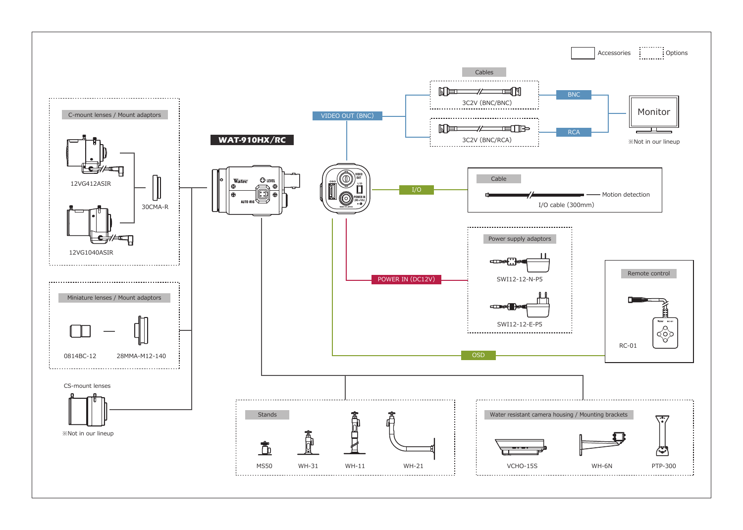Accessories
Options

# WAT-910HX/RC

## C-mount lenses / Mount adaptors

12VG412ASIR
12VG1040ASIR
30CMA-R

## Miniature lenses / Mount adaptors

0814BC-12
28MMA-M12-140

## CS-mount lenses

※Not in our lineup

VIDEO OUT (BNC)

## Cables

3C2V (BNC/BNC)
3C2V (BNC/RCA)

BNC
RCA

Monitor

※Not in our lineup

I/O

## Cable

Motion detection
I/O cable (300mm)

POWER IN (DC12V)

## Power supply adaptors

SWI12-12-N-P5
SWI12-12-E-P5

## Remote control

RC-01

OSD

## Stands

MS50
WH-31
WH-11
WH-21

## Water resistant camera housing / Mounting brackets

VCHO-15S
WH-6N
PTP-300